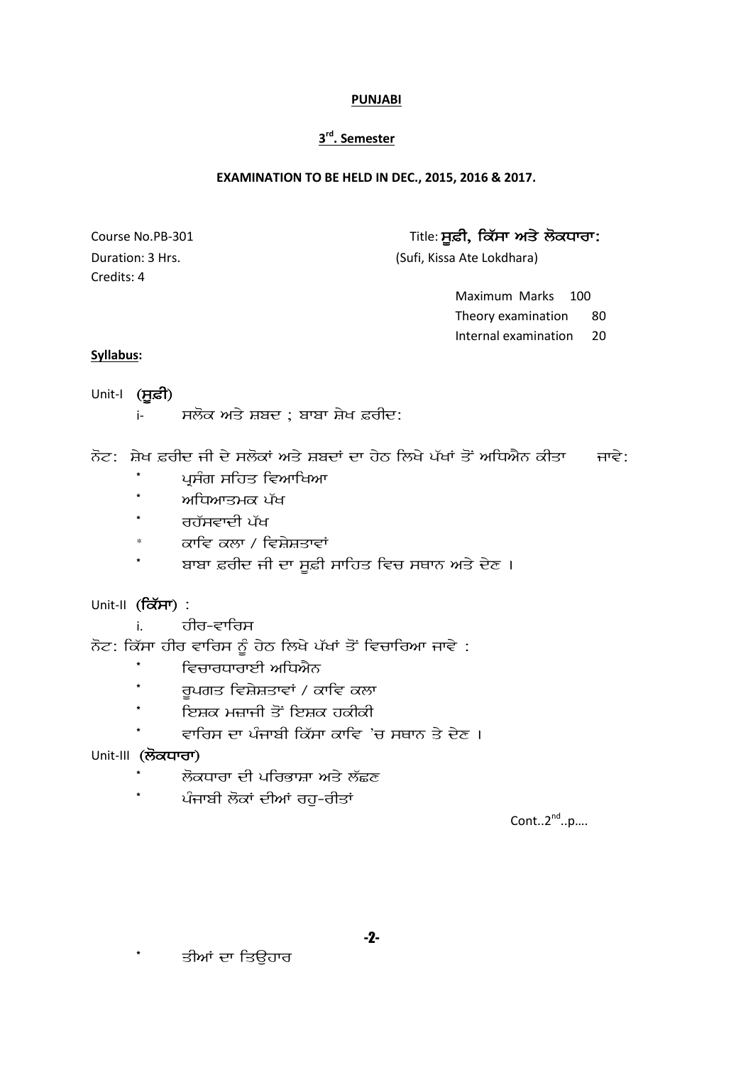**PUNJABI**

**3rd. Semester**

**EXAMINATION TO BE HELD IN DEC., 2015, 2016 & 2017.**

Course No.PB-301

Title: **ਸੂਫ਼ੀ, ਕਿੱਸਾ ਅਤੇ ਲੋਕਧਾਰਾ:**
(Sufi, Kissa Ate Lokdhara)

Duration: 3 Hrs.

Credits: 4

| | |
|---|---|
| Maximum Marks | 100 |
| Theory examination | 80 |
| Internal examination | 20 |

**Syllabus:**

Unit-I **(ਸੂਫ਼ੀ)**

i- ਸਲੋਕ ਅਤੇ ਸ਼ਬਦ ; ਬਾਬਾ ਸ਼ੇਖ ਫ਼ਰੀਦ:

ਨੋਟ: ਸ਼ੇਖ ਫ਼ਰੀਦ ਜੀ ਦੇ ਸਲੋਕਾਂ ਅਤੇ ਸ਼ਬਦਾਂ ਦਾ ਹੇਠ ਲਿਖੇ ਪੱਖਾਂ ਤੋਂ ਅਧਿਐਨ ਕੀਤਾ ਜਾਵੇ:

- ਪ੍ਰਸੰਗ ਸਹਿਤ ਵਿਆਖਿਆ
- ਅਧਿਆਤਮਕ ਪੱਖ
- ਰਹੱਸਵਾਦੀ ਪੱਖ
- ਕਾਵਿ ਕਲਾ / ਵਿਸ਼ੇਸ਼ਤਾਵਾਂ
- ਬਾਬਾ ਫ਼ਰੀਦ ਜੀ ਦਾ ਸੂਫ਼ੀ ਸਾਹਿਤ ਵਿਚ ਸਥਾਨ ਅਤੇ ਦੇਣ ।

Unit-II **(ਕਿੱਸਾ)** :

i. ਹੀਰ-ਵਾਰਿਸ

ਨੋਟ: ਕਿੱਸਾ ਹੀਰ ਵਾਰਿਸ ਨੂੰ ਹੇਠ ਲਿਖੇ ਪੱਖਾਂ ਤੋਂ ਵਿਚਾਰਿਆ ਜਾਵੇ :

- ਵਿਚਾਰਧਾਰਾਈ ਅਧਿਐਨ
- ਰੂਪਗਤ ਵਿਸ਼ੇਸ਼ਤਾਵਾਂ / ਕਾਵਿ ਕਲਾ
- ਇਸ਼ਕ ਮਜ਼ਾਜੀ ਤੋਂ ਇਸ਼ਕ ਹਕੀਕੀ
- ਵਾਰਿਸ ਦਾ ਪੰਜਾਬੀ ਕਿੱਸਾ ਕਾਵਿ 'ਚ ਸਥਾਨ ਤੇ ਦੇਣ ।

Unit-III **(ਲੋਕਧਾਰਾ)**

- ਲੋਕਧਾਰਾ ਦੀ ਪਰਿਭਾਸ਼ਾ ਅਤੇ ਲੱਛਣ
- ਪੰਜਾਬੀ ਲੋਕਾਂ ਦੀਆਂ ਰਹੁ-ਰੀਤਾਂ

Cont..2nd..p….

- ਤੀਆਂ ਦਾ ਤਿਉਹਾਰ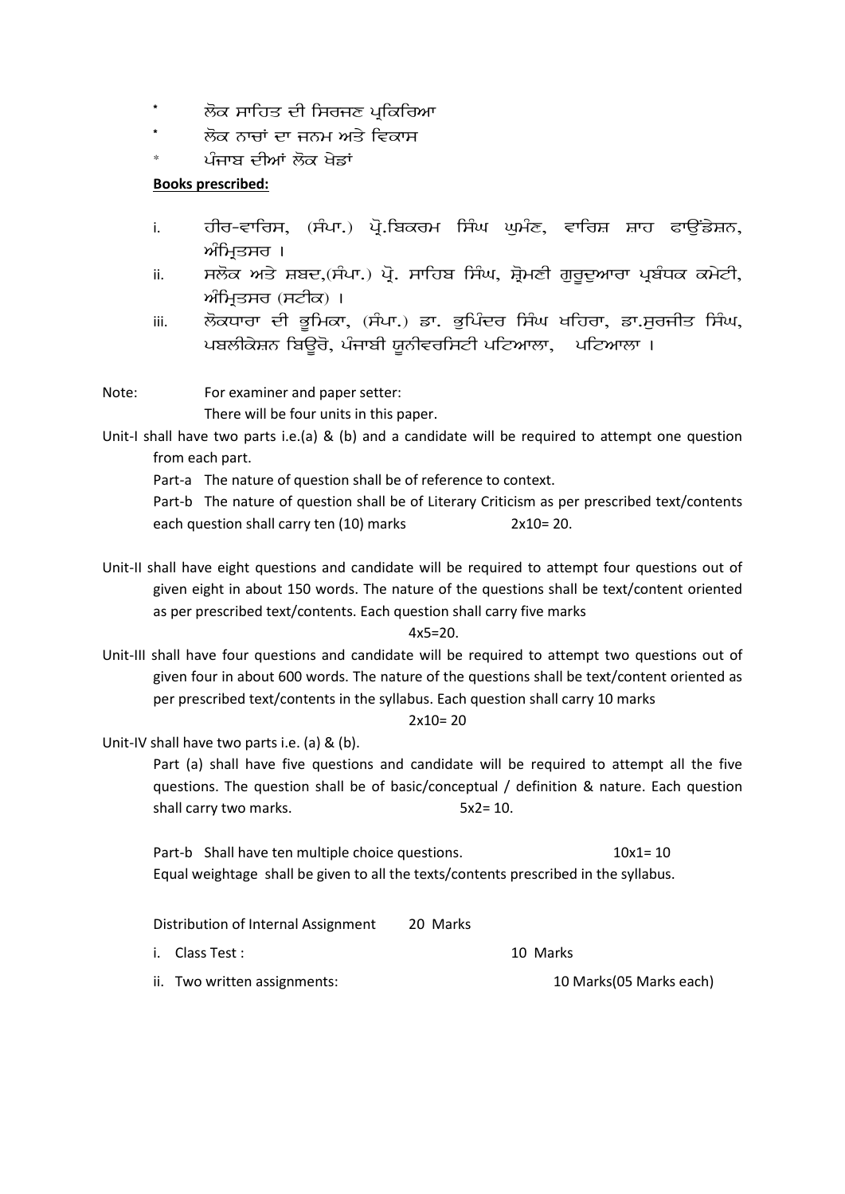* ਲੋਕ ਸਾਹਿਤ ਦੀ ਸਿਰਜਣ ਪ੍ਰਕਿਰਿਆ
* ਲੋਕ ਨਾਚਾਂ ਦਾ ਜਨਮ ਅਤੇ ਵਿਕਾਸ
* ਪੰਜਾਬ ਦੀਆਂ ਲੋਕ ਖੇਡਾਂ

**Books prescribed:**

i. ਹੀਰ-ਵਾਰਿਸ, (ਸੰਪਾ.) ਪ੍ਰੋ.ਬਿਕਰਮ ਸਿੰਘ ਘੁਮੰਣ, ਵਾਰਿਸ਼ ਸ਼ਾਹ ਫਾਉਂਡੇਸ਼ਨ, ਅੰਮ੍ਰਿਤਸਰ ।

ii. ਸਲੋਕ ਅਤੇ ਸ਼ਬਦ,(ਸੰਪਾ.) ਪ੍ਰੋ. ਸਾਹਿਬ ਸਿੰਘ, ਸ਼੍ਰੋਮਣੀ ਗੁਰੂਦੁਆਰਾ ਪ੍ਰਬੰਧਕ ਕਮੇਟੀ, ਅੰਮ੍ਰਿਤਸਰ (ਸਟੀਕ) ।

iii. ਲੋਕਧਾਰਾ ਦੀ ਭੂਮਿਕਾ, (ਸੰਪਾ.) ਡਾ. ਭੁਪਿੰਦਰ ਸਿੰਘ ਖਹਿਰਾ, ਡਾ.ਸੁਰਜੀਤ ਸਿੰਘ, ਪਬਲੀਕੇਸ਼ਨ ਬਿਊਰੋ, ਪੰਜਾਬੀ ਯੂਨੀਵਰਸਿਟੀ ਪਟਿਆਲਾ, ਪਟਿਆਲਾ ।

Note: For examiner and paper setter:
There will be four units in this paper.

Unit-I shall have two parts i.e.(a) & (b) and a candidate will be required to attempt one question from each part.

Part-a The nature of question shall be of reference to context.

Part-b The nature of question shall be of Literary Criticism as per prescribed text/contents each question shall carry ten (10) marks 2x10= 20.

Unit-II shall have eight questions and candidate will be required to attempt four questions out of given eight in about 150 words. The nature of the questions shall be text/content oriented as per prescribed text/contents. Each question shall carry five marks

4x5=20.

Unit-III shall have four questions and candidate will be required to attempt two questions out of given four in about 600 words. The nature of the questions shall be text/content oriented as per prescribed text/contents in the syllabus. Each question shall carry 10 marks

2x10= 20

Unit-IV shall have two parts i.e. (a) & (b).

Part (a) shall have five questions and candidate will be required to attempt all the five questions. The question shall be of basic/conceptual / definition & nature. Each question shall carry two marks. 5x2= 10.

Part-b Shall have ten multiple choice questions. 10x1= 10

Equal weightage shall be given to all the texts/contents prescribed in the syllabus.

Distribution of Internal Assignment 20 Marks

i. Class Test : 10 Marks

ii. Two written assignments: 10 Marks(05 Marks each)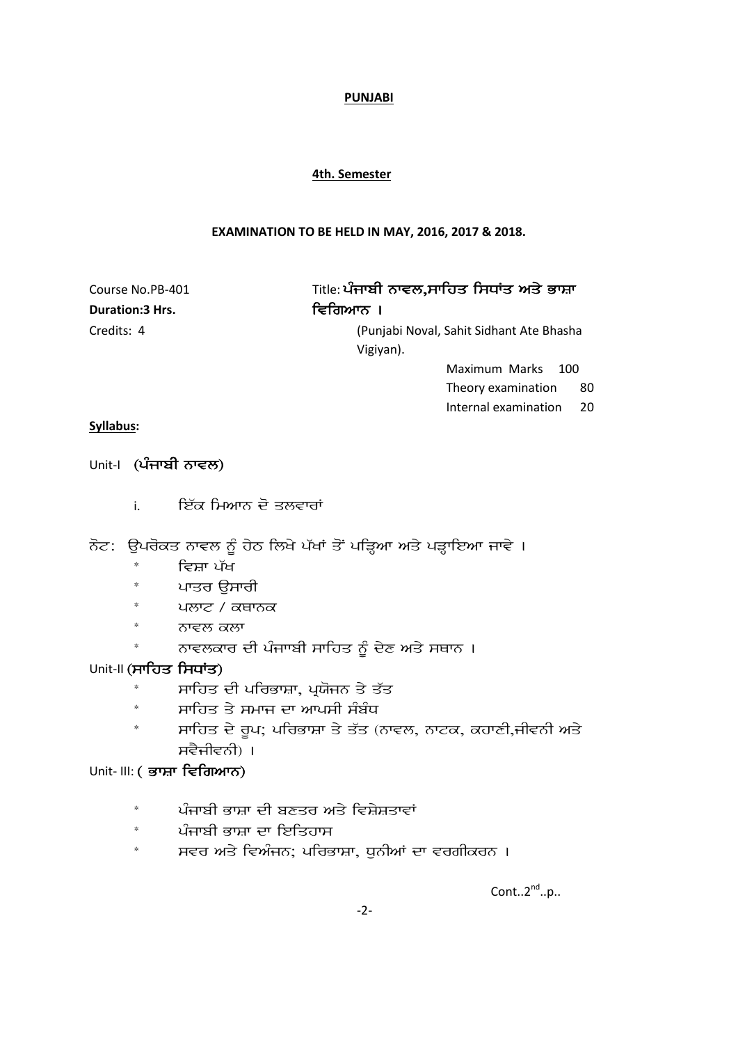**PUNJABI**

**4th. Semester**

**EXAMINATION TO BE HELD IN MAY, 2016, 2017 & 2018.**

Course No.PB-401

**Duration:3 Hrs.**

Credits: 4

Title: **ਪੰਜਾਬੀ ਨਾਵਲ,ਸਾਹਿਤ ਸਿਧਾਂਤ ਅਤੇ ਭਾਸ਼ਾ ਵਿਗਿਆਨ ।**

(Punjabi Noval, Sahit Sidhant Ate Bhasha Vigiyan).

| | |
|---|---|
| Maximum Marks | 100 |
| Theory examination | 80 |
| Internal examination | 20 |

**Syllabus:**

Unit-I **(ਪੰਜਾਬੀ ਨਾਵਲ)**

i. ਇੱਕ ਮਿਆਨ ਦੋ ਤਲਵਾਰਾਂ

ਨੋਟ: ਉਪਰੋਕਤ ਨਾਵਲ ਨੂੰ ਹੇਠ ਲਿਖੇ ਪੱਖਾਂ ਤੋਂ ਪੜ੍ਹਿਆ ਅਤੇ ਪੜ੍ਹਾਇਆ ਜਾਵੇ ।

- ਵਿਸ਼ਾ ਪੱਖ
- ਪਾਤਰ ਉਸਾਰੀ
- ਪਲਾਟ / ਕਥਾਨਕ
- ਨਾਵਲ ਕਲਾ
- ਨਾਵਲਕਾਰ ਦੀ ਪੰਜਾਬੀ ਸਾਹਿਤ ਨੂੰ ਦੇਣ ਅਤੇ ਸਥਾਨ ।

Unit-II **(ਸਾਹਿਤ ਸਿਧਾਂਤ)**

- ਸਾਹਿਤ ਦੀ ਪਰਿਭਾਸ਼ਾ, ਪ੍ਰਯੋਜਨ ਤੇ ਤੱਤ
- ਸਾਹਿਤ ਤੇ ਸਮਾਜ ਦਾ ਆਪਸੀ ਸੰਬੰਧ
- ਸਾਹਿਤ ਦੇ ਰੂਪ; ਪਰਿਭਾਸ਼ਾ ਤੇ ਤੱਤ (ਨਾਵਲ, ਨਾਟਕ, ਕਹਾਣੀ,ਜੀਵਨੀ ਅਤੇ ਸਵੈਜੀਵਨੀ) ।

Unit- III: **( ਭਾਸ਼ਾ ਵਿਗਿਆਨ)**

- ਪੰਜਾਬੀ ਭਾਸ਼ਾ ਦੀ ਬਣਤਰ ਅਤੇ ਵਿਸ਼ੇਸ਼ਤਾਵਾਂ
- ਪੰਜਾਬੀ ਭਾਸ਼ਾ ਦਾ ਇਤਿਹਾਸ
- ਸਵਰ ਅਤੇ ਵਿਅੰਜਨ; ਪਰਿਭਾਸ਼ਾ, ਧੁਨੀਆਂ ਦਾ ਵਰਗੀਕਰਨ ।

Cont..2nd..p..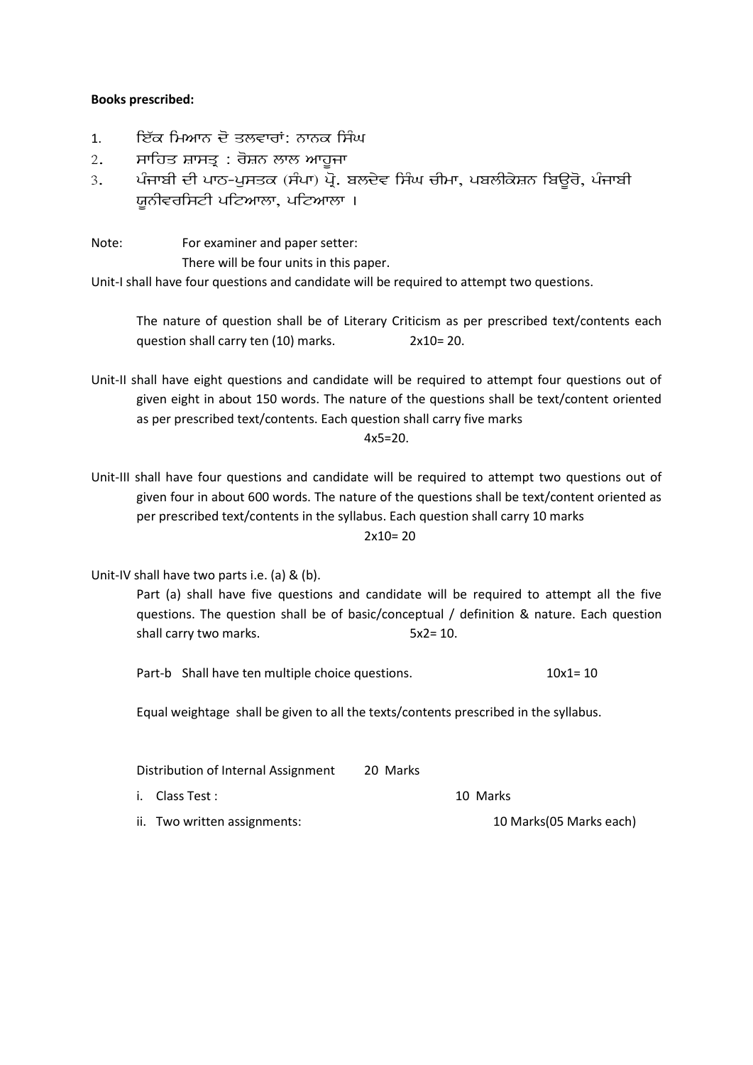**Books prescribed:**

1. ਇੱਕ ਮਿਆਨ ਦੋ ਤਲਵਾਰਾਂ: ਨਾਨਕ ਸਿੰਘ
2. ਸਾਹਿਤ ਸ਼ਾਸਤ੍ਰ : ਰੋਸ਼ਨ ਲਾਲ ਆਹੂਜਾ
3. ਪੰਜਾਬੀ ਦੀ ਪਾਠ-ਪੁਸਤਕ (ਸੰਪਾ) ਪ੍ਰੋ. ਬਲਦੇਵ ਸਿੰਘ ਚੀਮਾ, ਪਬਲੀਕੇਸ਼ਨ ਬਿਊਰੋ, ਪੰਜਾਬੀ ਯੂਨੀਵਰਸਿਟੀ ਪਟਿਆਲਾ, ਪਟਿਆਲਾ ।

Note: For examiner and paper setter:
There will be four units in this paper.

Unit-I shall have four questions and candidate will be required to attempt two questions.

The nature of question shall be of Literary Criticism as per prescribed text/contents each question shall carry ten (10) marks. 2x10= 20.

Unit-II shall have eight questions and candidate will be required to attempt four questions out of given eight in about 150 words. The nature of the questions shall be text/content oriented as per prescribed text/contents. Each question shall carry five marks
4x5=20.

Unit-III shall have four questions and candidate will be required to attempt two questions out of given four in about 600 words. The nature of the questions shall be text/content oriented as per prescribed text/contents in the syllabus. Each question shall carry 10 marks
2x10= 20

Unit-IV shall have two parts i.e. (a) & (b).

Part (a) shall have five questions and candidate will be required to attempt all the five questions. The question shall be of basic/conceptual / definition & nature. Each question shall carry two marks. 5x2= 10.

Part-b Shall have ten multiple choice questions. 10x1= 10

Equal weightage shall be given to all the texts/contents prescribed in the syllabus.

Distribution of Internal Assignment 20 Marks

i. Class Test : 10 Marks
ii. Two written assignments: 10 Marks(05 Marks each)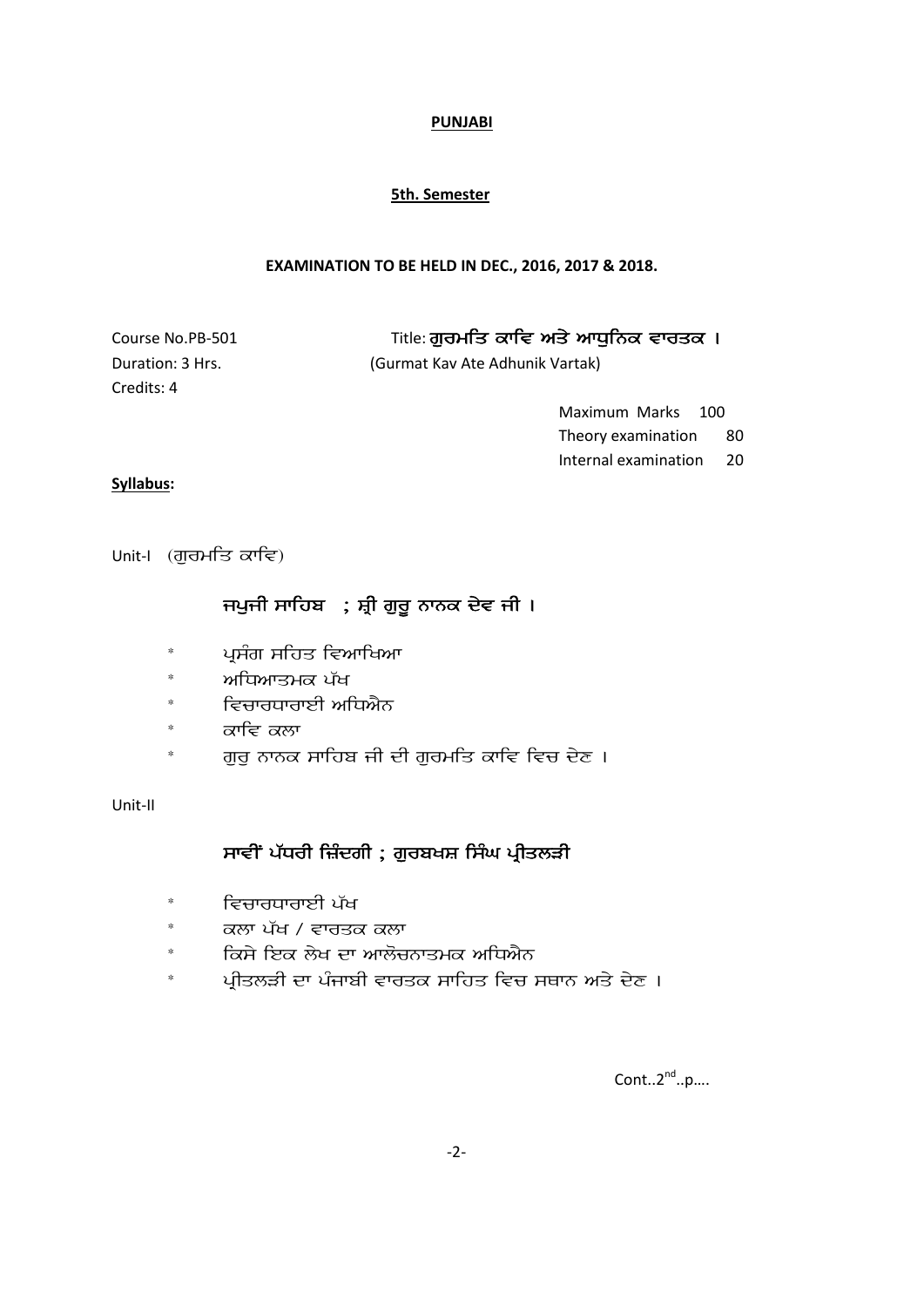**PUNJABI**

**5th. Semester**

**EXAMINATION TO BE HELD IN DEC., 2016, 2017 & 2018.**

Course No.PB-501 Title: **ਗੁਰਮਤਿ ਕਾਵਿ ਅਤੇ ਆਧੁਨਿਕ ਵਾਰਤਕ ।**
(Gurmat Kav Ate Adhunik Vartak)

Duration: 3 Hrs.
Credits: 4

Maximum Marks 100
Theory examination 80
Internal examination 20

**Syllabus:**

Unit-I (ਗੁਰਮਤਿ ਕਾਵਿ)

**ਜਪੁਜੀ ਸਾਹਿਬ ; ਸ਼੍ਰੀ ਗੁਰੂ ਨਾਨਕ ਦੇਵ ਜੀ ।**

* ਪ੍ਰਸੰਗ ਸਹਿਤ ਵਿਆਖਿਆ
* ਅਧਿਆਤਮਕ ਪੱਖ
* ਵਿਚਾਰਧਾਰਾਈ ਅਧਿਐਨ
* ਕਾਵਿ ਕਲਾ
* ਗੁਰੁ ਨਾਨਕ ਸਾਹਿਬ ਜੀ ਦੀ ਗੁਰਮਤਿ ਕਾਵਿ ਵਿਚ ਦੇਣ ।

Unit-II

**ਸਾਵੀਂ ਪੱਧਰੀ ਜ਼ਿੰਦਗੀ ; ਗੁਰਬਖਸ਼ ਸਿੰਘ ਪ੍ਰੀਤਲੜੀ**

* ਵਿਚਾਰਧਾਰਾਈ ਪੱਖ
* ਕਲਾ ਪੱਖ / ਵਾਰਤਕ ਕਲਾ
* ਕਿਸੇ ਇਕ ਲੇਖ ਦਾ ਆਲੋਚਨਾਤਮਕ ਅਧਿਐਨ
* ਪ੍ਰੀਤਲੜੀ ਦਾ ਪੰਜਾਬੀ ਵਾਰਤਕ ਸਾਹਿਤ ਵਿਚ ਸਥਾਨ ਅਤੇ ਦੇਣ ।

Cont..2nd..p….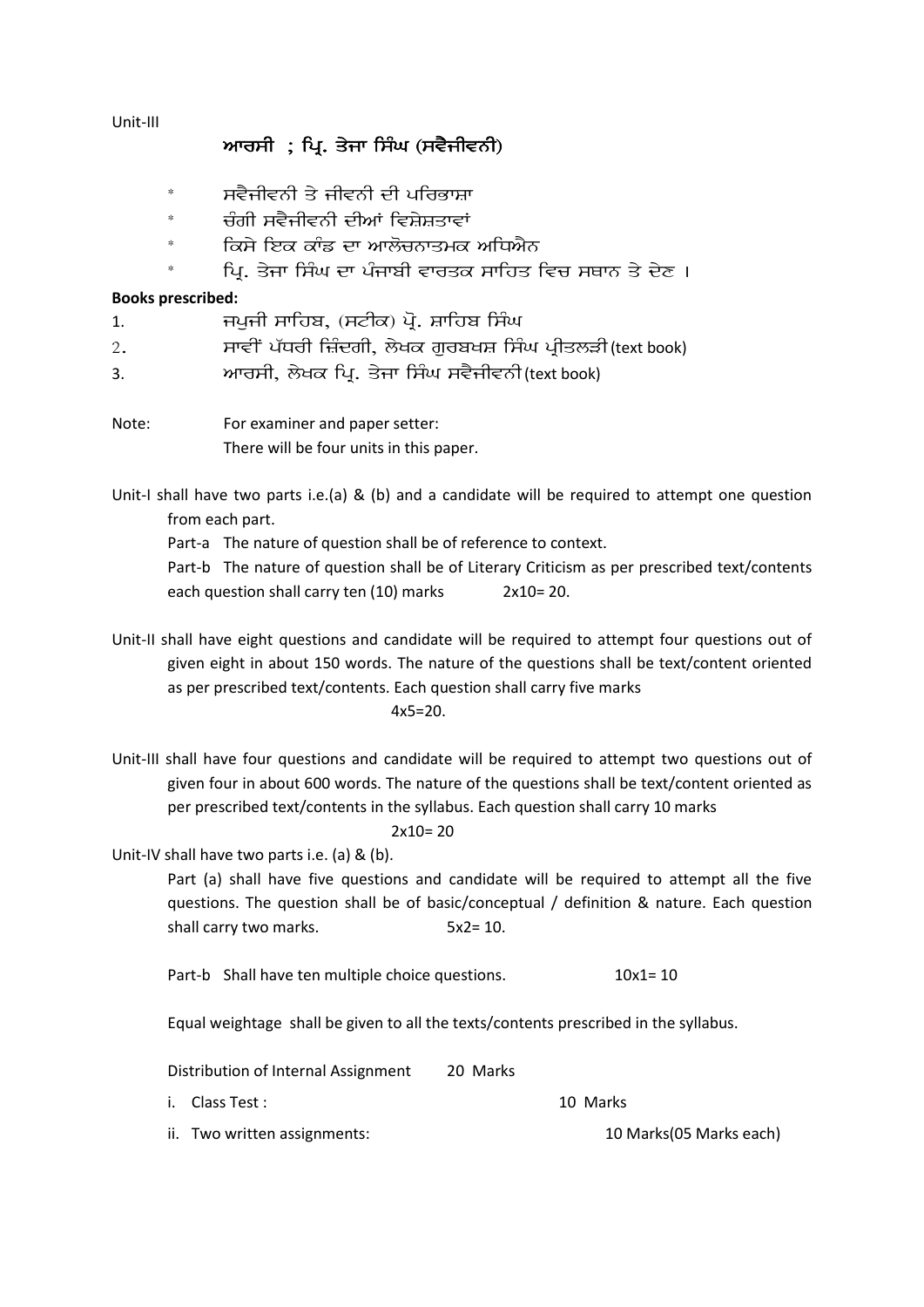Unit-III

## ਆਰਸੀ ; ਪ੍ਰਿ. ਤੇਜਾ ਸਿੰਘ (ਸਵੈਜੀਵਨੀ)

* ਸਵੈਜੀਵਨੀ ਤੇ ਜੀਵਨੀ ਦੀ ਪਰਿਭਾਸ਼ਾ
* ਚੰਗੀ ਸਵੈਜੀਵਨੀ ਦੀਆਂ ਵਿਸ਼ੇਸ਼ਤਾਵਾਂ
* ਕਿਸੇ ਇਕ ਕਾਂਡ ਦਾ ਆਲੋਚਨਾਤਮਕ ਅਧਿਐਨ
* ਪ੍ਰਿ. ਤੇਜਾ ਸਿੰਘ ਦਾ ਪੰਜਾਬੀ ਵਾਰਤਕ ਸਾਹਿਤ ਵਿਚ ਸਥਾਨ ਤੇ ਦੇਣ ।

**Books prescribed:**

1. ਜਪੁਜੀ ਸਾਹਿਬ, (ਸਟੀਕ) ਪ੍ਰੋ. ਸ਼ਾਹਿਬ ਸਿੰਘ
2. ਸਾਵੀਂ ਪੱਧਰੀ ਜ਼ਿੰਦਗੀ, ਲੇਖਕ ਗੁਰਬਖਸ਼ ਸਿੰਘ ਪ੍ਰੀਤਲੜੀ (text book)
3. ਆਰਸੀ, ਲੇਖਕ ਪ੍ਰਿ. ਤੇਜਾ ਸਿੰਘ ਸਵੈਜੀਵਨੀ (text book)

Note: For examiner and paper setter:
There will be four units in this paper.

Unit-I shall have two parts i.e.(a) & (b) and a candidate will be required to attempt one question from each part.

Part-a The nature of question shall be of reference to context.

Part-b The nature of question shall be of Literary Criticism as per prescribed text/contents each question shall carry ten (10) marks 2x10= 20.

Unit-II shall have eight questions and candidate will be required to attempt four questions out of given eight in about 150 words. The nature of the questions shall be text/content oriented as per prescribed text/contents. Each question shall carry five marks

4x5=20.

Unit-III shall have four questions and candidate will be required to attempt two questions out of given four in about 600 words. The nature of the questions shall be text/content oriented as per prescribed text/contents in the syllabus. Each question shall carry 10 marks

2x10= 20

Unit-IV shall have two parts i.e. (a) & (b).

Part (a) shall have five questions and candidate will be required to attempt all the five questions. The question shall be of basic/conceptual / definition & nature. Each question shall carry two marks. 5x2= 10.

Part-b Shall have ten multiple choice questions. 10x1= 10

Equal weightage shall be given to all the texts/contents prescribed in the syllabus.

Distribution of Internal Assignment 20 Marks

i. Class Test : 10 Marks

ii. Two written assignments: 10 Marks(05 Marks each)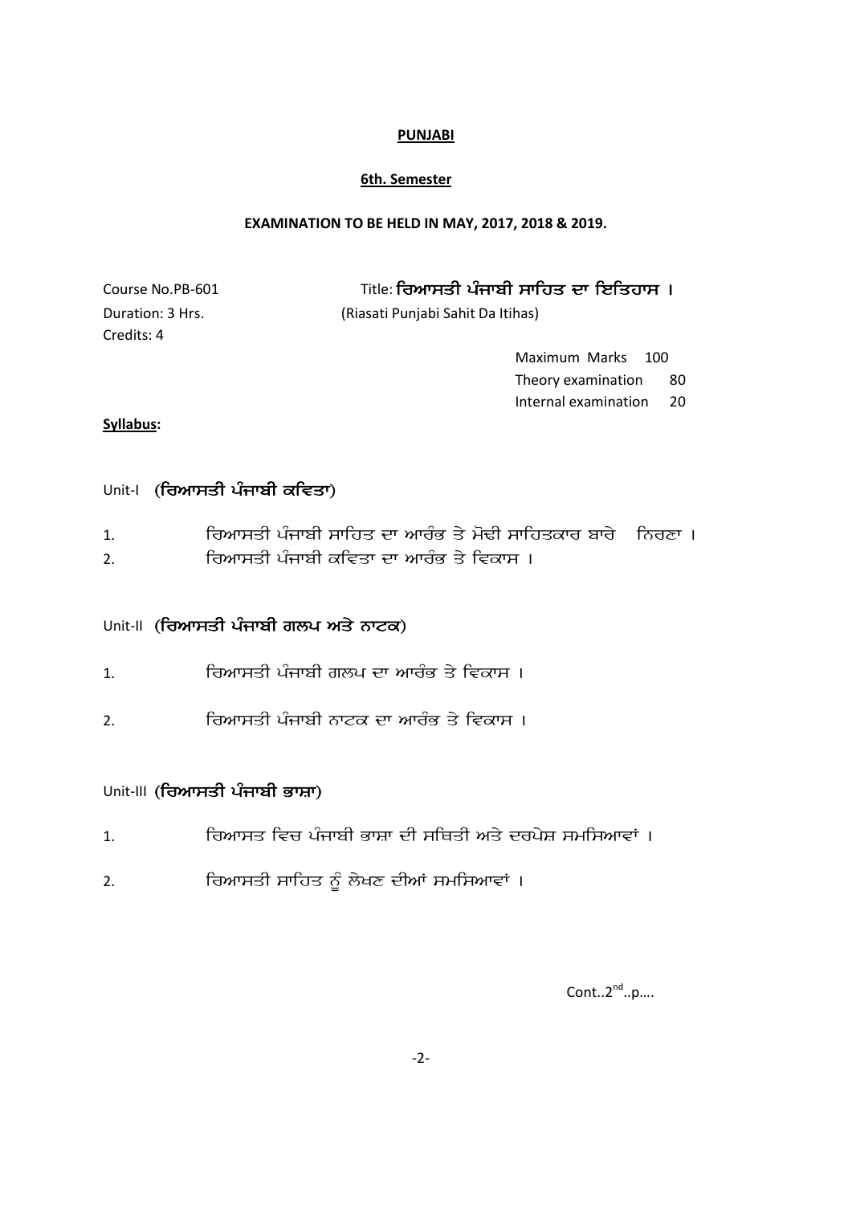**PUNJABI**

**6th. Semester**

**EXAMINATION TO BE HELD IN MAY, 2017, 2018 & 2019.**

Course No.PB-601 Title: **ਰਿਆਸਤੀ ਪੰਜਾਬੀ ਸਾਹਿਤ ਦਾ ਇਤਿਹਾਸ ।**
(Riasati Punjabi Sahit Da Itihas)

Duration: 3 Hrs.
Credits: 4

Maximum Marks 100
Theory examination 80
Internal examination 20

**Syllabus:**

Unit-I **(ਰਿਆਸਤੀ ਪੰਜਾਬੀ ਕਵਿਤਾ)**

1. ਰਿਆਸਤੀ ਪੰਜਾਬੀ ਸਾਹਿਤ ਦਾ ਆਰੰਭ ਤੇ ਮੋਢੀ ਸਾਹਿਤਕਾਰ ਬਾਰੇ ਨਿਰਣਾ ।
2. ਰਿਆਸਤੀ ਪੰਜਾਬੀ ਕਵਿਤਾ ਦਾ ਆਰੰਭ ਤੇ ਵਿਕਾਸ ।

Unit-II **(ਰਿਆਸਤੀ ਪੰਜਾਬੀ ਗਲਪ ਅਤੇ ਨਾਟਕ)**

1. ਰਿਆਸਤੀ ਪੰਜਾਬੀ ਗਲਪ ਦਾ ਆਰੰਭ ਤੇ ਵਿਕਾਸ ।
2. ਰਿਆਸਤੀ ਪੰਜਾਬੀ ਨਾਟਕ ਦਾ ਆਰੰਭ ਤੇ ਵਿਕਾਸ ।

Unit-III **(ਰਿਆਸਤੀ ਪੰਜਾਬੀ ਭਾਸ਼ਾ)**

1. ਰਿਆਸਤ ਵਿਚ ਪੰਜਾਬੀ ਭਾਸ਼ਾ ਦੀ ਸਥਿਤੀ ਅਤੇ ਦਰਪੇਸ਼ ਸਮਸਿਆਵਾਂ ।
2. ਰਿਆਸਤੀ ਸਾਹਿਤ ਨੂੰ ਲੇਖਣ ਦੀਆਂ ਸਮਸਿਆਵਾਂ ।

Cont..2nd..p….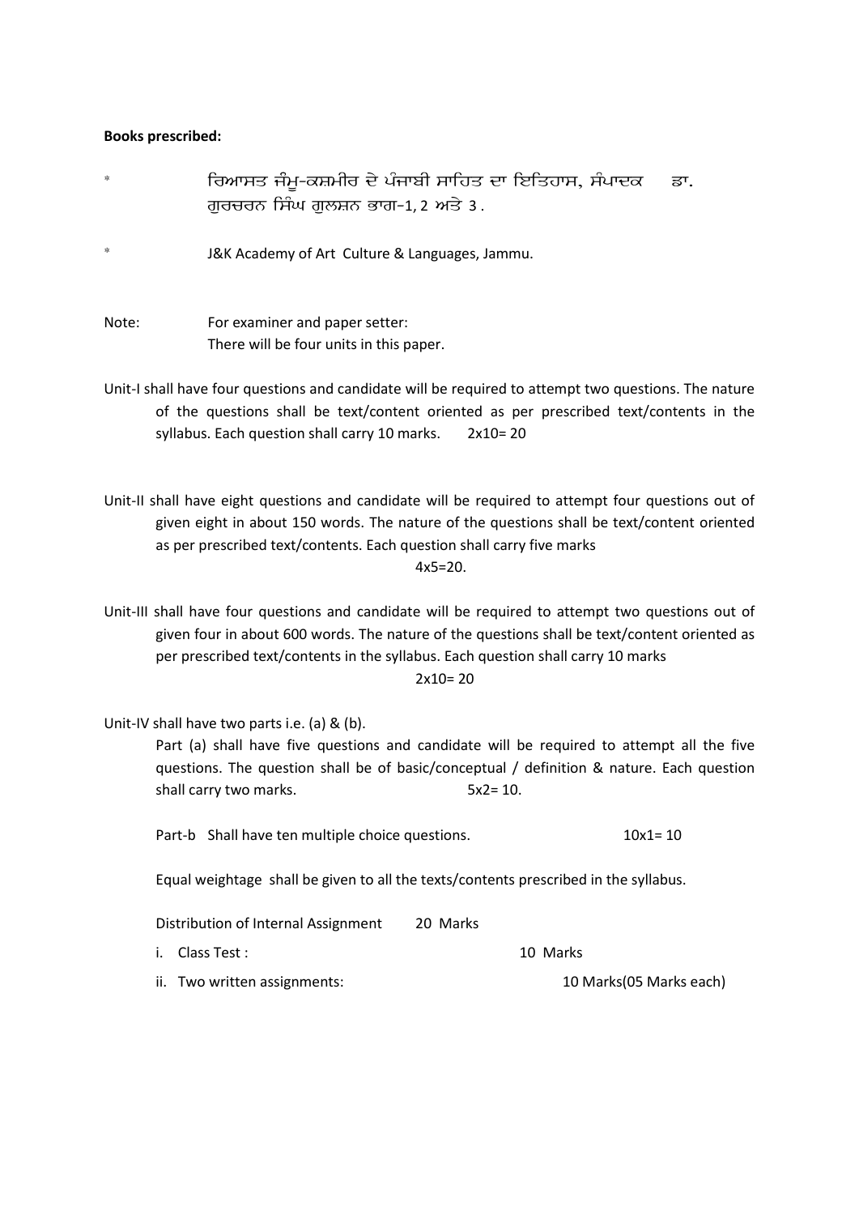**Books prescribed:**

* ਰਿਆਸਤ ਜੰਮੂ-ਕਸ਼ਮੀਰ ਦੇ ਪੰਜਾਬੀ ਸਾਹਿਤ ਦਾ ਇਤਿਹਾਸ, ਸੰਪਾਦਕ ਡਾ. ਗੁਰਚਰਨ ਸਿੰਘ ਗੁਲਸ਼ਨ ਭਾਗ-1, 2 ਅਤੇ 3 .

* J&K Academy of Art Culture & Languages, Jammu.

Note: For examiner and paper setter:
There will be four units in this paper.

Unit-I shall have four questions and candidate will be required to attempt two questions. The nature of the questions shall be text/content oriented as per prescribed text/contents in the syllabus. Each question shall carry 10 marks. 2x10= 20

Unit-II shall have eight questions and candidate will be required to attempt four questions out of given eight in about 150 words. The nature of the questions shall be text/content oriented as per prescribed text/contents. Each question shall carry five marks
4x5=20.

Unit-III shall have four questions and candidate will be required to attempt two questions out of given four in about 600 words. The nature of the questions shall be text/content oriented as per prescribed text/contents in the syllabus. Each question shall carry 10 marks
2x10= 20

Unit-IV shall have two parts i.e. (a) & (b).

Part (a) shall have five questions and candidate will be required to attempt all the five questions. The question shall be of basic/conceptual / definition & nature. Each question shall carry two marks. 5x2= 10.

Part-b Shall have ten multiple choice questions. 10x1= 10

Equal weightage shall be given to all the texts/contents prescribed in the syllabus.

Distribution of Internal Assignment 20 Marks

i. Class Test : 10 Marks

ii. Two written assignments: 10 Marks(05 Marks each)